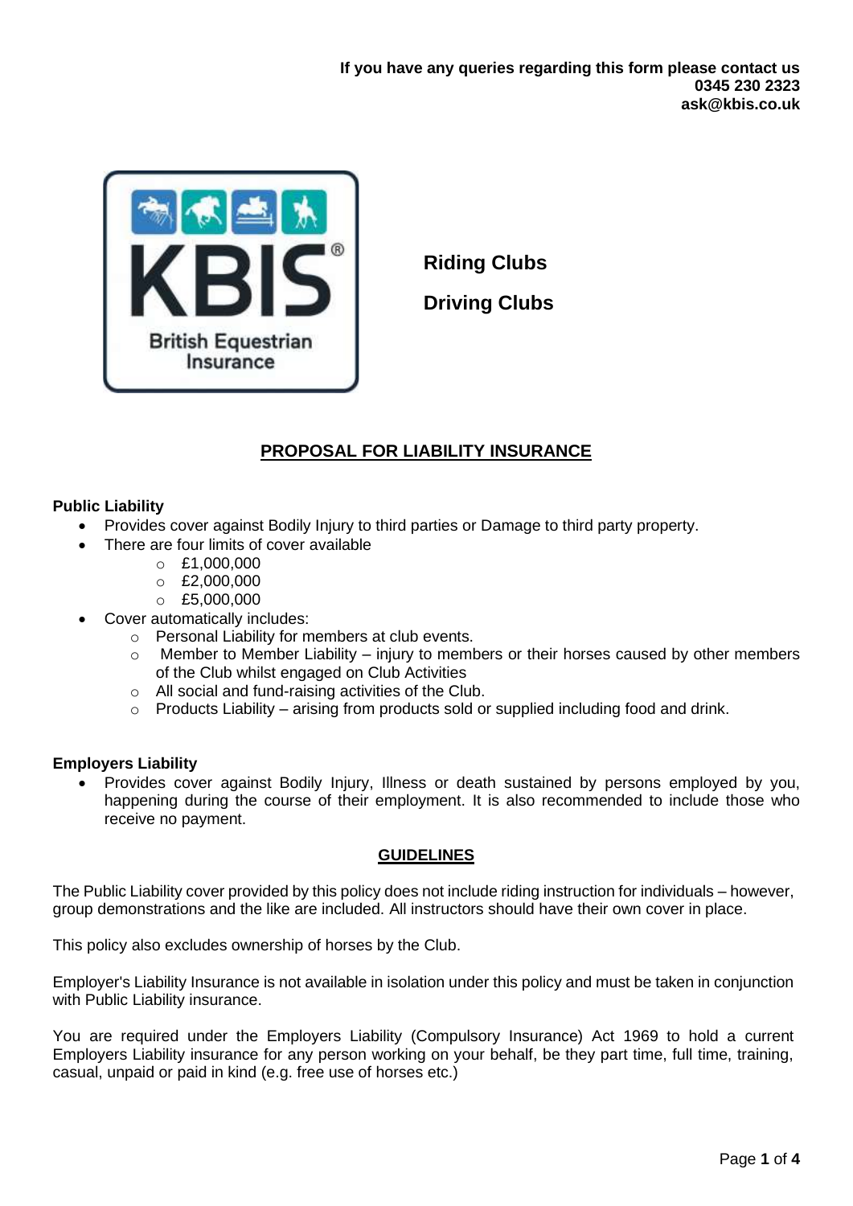**If you have any queries regarding this form please contact us**
**0345 230 2323**
**ask@kbis.co.uk**

KBIS® British Equestrian Insurance

**Riding Clubs**

**Driving Clubs**

## PROPOSAL FOR LIABILITY INSURANCE

**Public Liability**

- Provides cover against Bodily Injury to third parties or Damage to third party property.
- There are four limits of cover available
  - £1,000,000
  - £2,000,000
  - £5,000,000
- Cover automatically includes:
  - Personal Liability for members at club events.
  - Member to Member Liability – injury to members or their horses caused by other members of the Club whilst engaged on Club Activities
  - All social and fund-raising activities of the Club.
  - Products Liability – arising from products sold or supplied including food and drink.

**Employers Liability**

- Provides cover against Bodily Injury, Illness or death sustained by persons employed by you, happening during the course of their employment. It is also recommended to include those who receive no payment.

## GUIDELINES

The Public Liability cover provided by this policy does not include riding instruction for individuals – however, group demonstrations and the like are included. All instructors should have their own cover in place.

This policy also excludes ownership of horses by the Club.

Employer's Liability Insurance is not available in isolation under this policy and must be taken in conjunction with Public Liability insurance.

You are required under the Employers Liability (Compulsory Insurance) Act 1969 to hold a current Employers Liability insurance for any person working on your behalf, be they part time, full time, training, casual, unpaid or paid in kind (e.g. free use of horses etc.)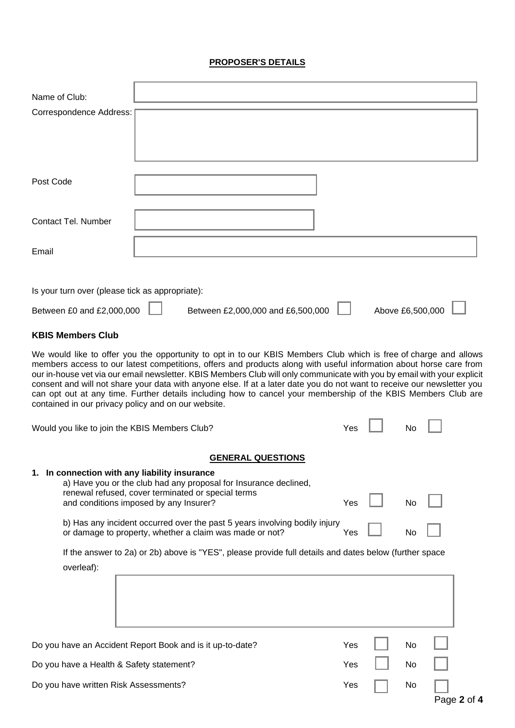**PROPOSER'S DETAILS**

Name of Club:

Correspondence Address:

Post Code

Contact Tel. Number

Email

Is your turn over (please tick as appropriate):

Between £0 and £2,000,000 ☐ Between £2,000,000 and £6,500,000 ☐ Above £6,500,000 ☐

**KBIS Members Club**

We would like to offer you the opportunity to opt in to our KBIS Members Club which is free of charge and allows members access to our latest competitions, offers and products along with useful information about horse care from our in-house vet via our email newsletter. KBIS Members Club will only communicate with you by email with your explicit consent and will not share your data with anyone else. If at a later date you do not want to receive our newsletter you can opt out at any time. Further details including how to cancel your membership of the KBIS Members Club are contained in our privacy policy and on our website.

Would you like to join the KBIS Members Club? Yes ☐ No ☐

**GENERAL QUESTIONS**

**1. In connection with any liability insurance**

a) Have you or the club had any proposal for Insurance declined, renewal refused, cover terminated or special terms and conditions imposed by any Insurer? Yes ☐ No ☐

b) Has any incident occurred over the past 5 years involving bodily injury or damage to property, whether a claim was made or not? Yes ☐ No ☐

If the answer to 2a) or 2b) above is "YES", please provide full details and dates below (further space overleaf):

Do you have an Accident Report Book and is it up-to-date? Yes ☐ No ☐

Do you have a Health & Safety statement? Yes ☐ No ☐

Do you have written Risk Assessments? Yes ☐ No ☐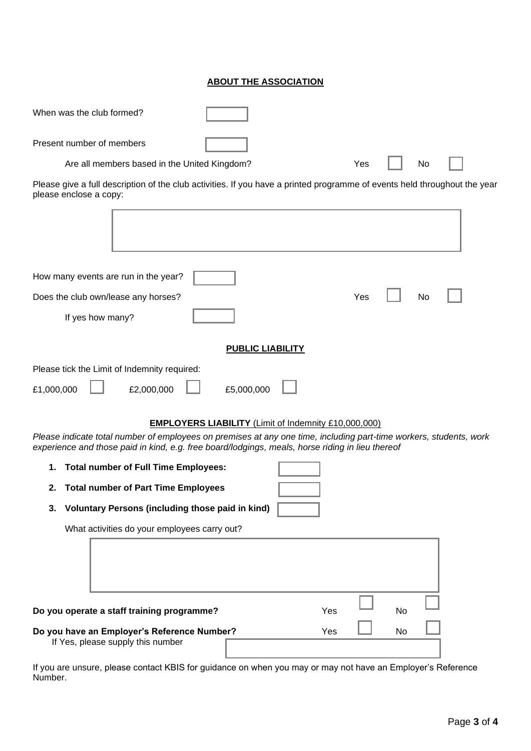## ABOUT THE ASSOCIATION

When was the club formed? ☐

Present number of members ☐

Are all members based in the United Kingdom? Yes ☐ No ☐

Please give a full description of the club activities. If you have a printed programme of events held throughout the year please enclose a copy:

☐

How many events are run in the year? ☐

Does the club own/lease any horses? Yes ☐ No ☐

If yes how many? ☐

## PUBLIC LIABILITY

Please tick the Limit of Indemnity required:

£1,000,000 ☐ £2,000,000 ☐ £5,000,000 ☐

## EMPLOYERS LIABILITY (Limit of Indemnity £10,000,000)

*Please indicate total number of employees on premises at any one time, including part-time workers, students, work experience and those paid in kind, e.g. free board/lodgings, meals, horse riding in lieu thereof*

1. **Total number of Full Time Employees:** ☐
2. **Total number of Part Time Employees** ☐
3. **Voluntary Persons (including those paid in kind)** ☐

What activities do your employees carry out?

☐

**Do you operate a staff training programme?** Yes ☐ No ☐

**Do you have an Employer's Reference Number?** Yes ☐ No ☐

If Yes, please supply this number ☐

If you are unsure, please contact KBIS for guidance on when you may or may not have an Employer's Reference Number.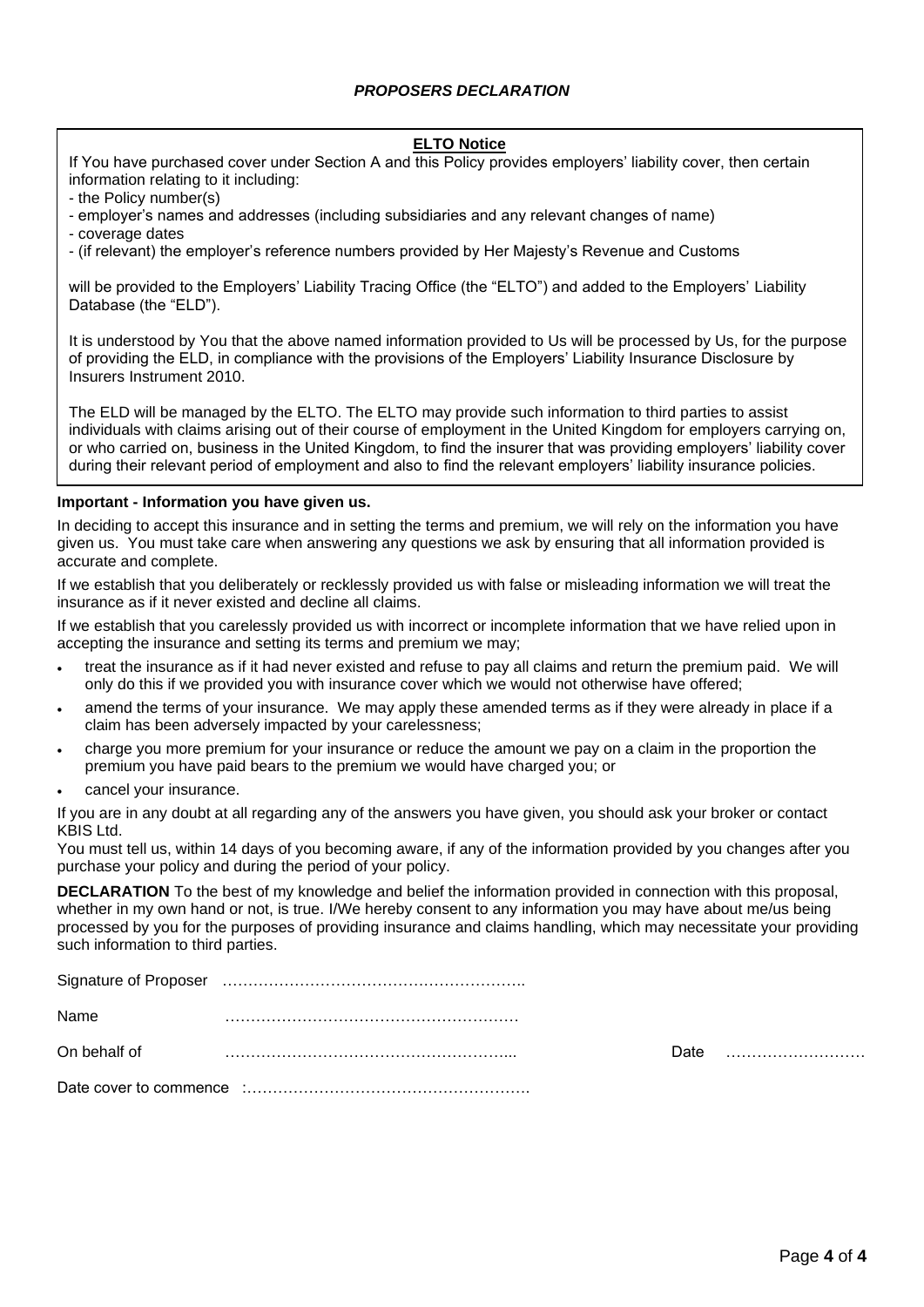## *PROPOSERS DECLARATION*

**ELTO Notice**

If You have purchased cover under Section A and this Policy provides employers' liability cover, then certain information relating to it including:

- the Policy number(s)
- employer's names and addresses (including subsidiaries and any relevant changes of name)
- coverage dates
- (if relevant) the employer's reference numbers provided by Her Majesty's Revenue and Customs

will be provided to the Employers' Liability Tracing Office (the "ELTO") and added to the Employers' Liability Database (the "ELD").

It is understood by You that the above named information provided to Us will be processed by Us, for the purpose of providing the ELD, in compliance with the provisions of the Employers' Liability Insurance Disclosure by Insurers Instrument 2010.

The ELD will be managed by the ELTO. The ELTO may provide such information to third parties to assist individuals with claims arising out of their course of employment in the United Kingdom for employers carrying on, or who carried on, business in the United Kingdom, to find the insurer that was providing employers' liability cover during their relevant period of employment and also to find the relevant employers' liability insurance policies.

**Important - Information you have given us.**

In deciding to accept this insurance and in setting the terms and premium, we will rely on the information you have given us. You must take care when answering any questions we ask by ensuring that all information provided is accurate and complete.

If we establish that you deliberately or recklessly provided us with false or misleading information we will treat the insurance as if it never existed and decline all claims.

If we establish that you carelessly provided us with incorrect or incomplete information that we have relied upon in accepting the insurance and setting its terms and premium we may;

- treat the insurance as if it had never existed and refuse to pay all claims and return the premium paid. We will only do this if we provided you with insurance cover which we would not otherwise have offered;
- amend the terms of your insurance. We may apply these amended terms as if they were already in place if a claim has been adversely impacted by your carelessness;
- charge you more premium for your insurance or reduce the amount we pay on a claim in the proportion the premium you have paid bears to the premium we would have charged you; or
- cancel your insurance.

If you are in any doubt at all regarding any of the answers you have given, you should ask your broker or contact KBIS Ltd.

You must tell us, within 14 days of you becoming aware, if any of the information provided by you changes after you purchase your policy and during the period of your policy.

**DECLARATION** To the best of my knowledge and belief the information provided in connection with this proposal, whether in my own hand or not, is true. I/We hereby consent to any information you may have about me/us being processed by you for the purposes of providing insurance and claims handling, which may necessitate your providing such information to third parties.

Signature of Proposer ……………………………………………….

Name ……………………………………………….

On behalf of ………………………………………………... Date ………………………

Date cover to commence :……………………………………………….